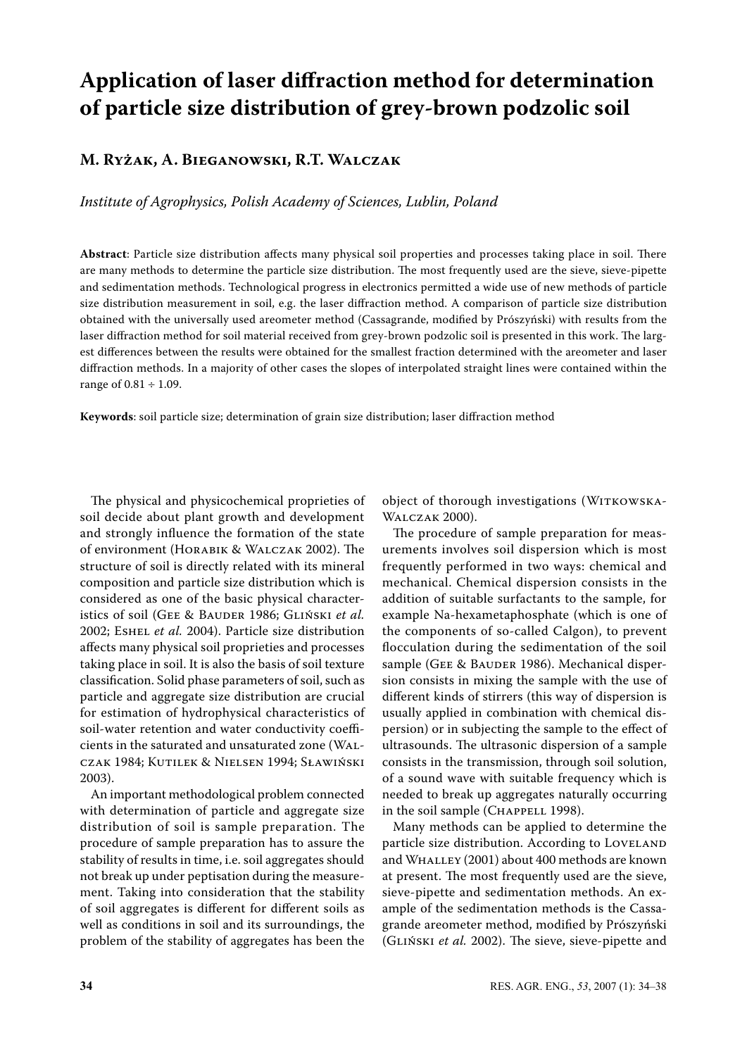# Application of laser diffraction method for determination of particle size distribution of grey-brown podzolic soil

## M. Ryżak, A. Bieganowski, R.T. Walczak

*Institute of Agrophysics, Polish Academy of Sciences, Lublin, Poland*

**Abstract**: Particle size distribution affects many physical soil properties and processes taking place in soil. There are many methods to determine the particle size distribution. The most frequently used are the sieve, sieve-pipette and sedimentation methods. Technological progress in electronics permitted a wide use of new methods of particle size distribution measurement in soil, e.g. the laser diffraction method. A comparison of particle size distribution obtained with the universally used areometer method (Cassagrande, modified by Prószyński) with results from the laser diffraction method for soil material received from grey-brown podzolic soil is presented in this work. The largest differences between the results were obtained for the smallest fraction determined with the areometer and laser diffraction methods. In a majority of other cases the slopes of interpolated straight lines were contained within the range of 0.81 ÷ 1.09.

**Keywords**: soil particle size; determination of grain size distribution; laser diffraction method

The physical and physicochemical proprieties of soil decide about plant growth and development and strongly influence the formation of the state of environment (Horabik & Walczak 2002). The structure of soil is directly related with its mineral composition and particle size distribution which is considered as one of the basic physical characteristics of soil (Gee & Bauder 1986; Gliński *et al.* 2002; Eshel *et al.* 2004). Particle size distribution affects many physical soil proprieties and processes taking place in soil. It is also the basis of soil texture classification. Solid phase parameters of soil, such as particle and aggregate size distribution are crucial for estimation of hydrophysical characteristics of soil-water retention and water conductivity coefficients in the saturated and unsaturated zone (Walczak 1984; Kutilek & Nielsen 1994; Sławiński 2003).

An important methodological problem connected with determination of particle and aggregate size distribution of soil is sample preparation. The procedure of sample preparation has to assure the stability of results in time, i.e. soil aggregates should not break up under peptisation during the measurement. Taking into consideration that the stability of soil aggregates is different for different soils as well as conditions in soil and its surroundings, the problem of the stability of aggregates has been the object of thorough investigations (Witkowska-Walczak 2000).

The procedure of sample preparation for measurements involves soil dispersion which is most frequently performed in two ways: chemical and mechanical. Chemical dispersion consists in the addition of suitable surfactants to the sample, for example Na-hexametaphosphate (which is one of the components of so-called Calgon), to prevent flocculation during the sedimentation of the soil sample (Gee & Bauder 1986). Mechanical dispersion consists in mixing the sample with the use of different kinds of stirrers (this way of dispersion is usually applied in combination with chemical dispersion) or in subjecting the sample to the effect of ultrasounds. The ultrasonic dispersion of a sample consists in the transmission, through soil solution, of a sound wave with suitable frequency which is needed to break up aggregates naturally occurring in the soil sample (Chappell 1998).

Many methods can be applied to determine the particle size distribution. According to Loveland and Whalley (2001) about 400 methods are known at present. The most frequently used are the sieve, sieve-pipette and sedimentation methods. An example of the sedimentation methods is the Cassagrande areometer method, modified by Prószyński (Gliński *et al.* 2002). The sieve, sieve-pipette and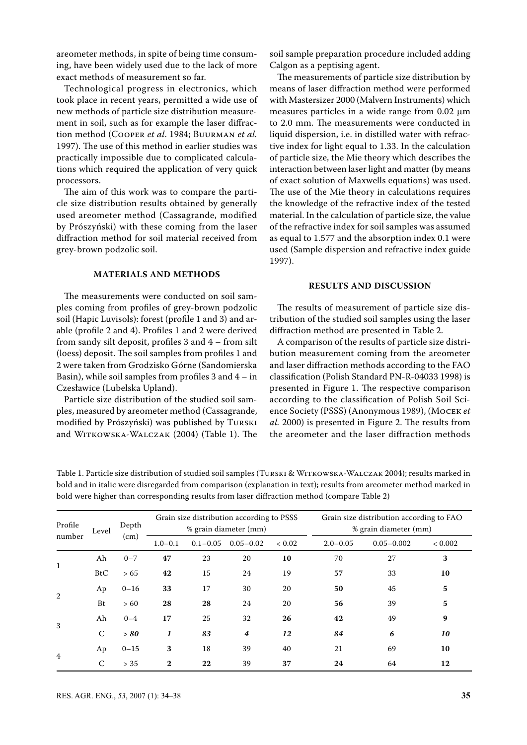areometer methods, in spite of being time consuming, have been widely used due to the lack of more exact methods of measurement so far.

Technological progress in electronics, which took place in recent years, permitted a wide use of new methods of particle size distribution measurement in soil, such as for example the laser diffraction method (Cooper *et al*. 1984; Buurman *et al.* 1997). The use of this method in earlier studies was practically impossible due to complicated calculations which required the application of very quick processors.

The aim of this work was to compare the particle size distribution results obtained by generally used areometer method (Cassagrande, modified by Prószyński) with these coming from the laser diffraction method for soil material received from grey-brown podzolic soil.

## MATERIALS AND METHODS

The measurements were conducted on soil samples coming from profiles of grey-brown podzolic soil (Hapic Luvisols): forest (profile 1 and 3) and arable (profile 2 and 4). Profiles 1 and 2 were derived from sandy silt deposit, profiles 3 and 4 – from silt (loess) deposit. The soil samples from profiles 1 and 2 were taken from Grodzisko Górne (Sandomierska Basin), while soil samples from profiles 3 and 4 – in Czesławice (Lubelska Upland).

Particle size distribution of the studied soil samples, measured by areometer method (Cassagrande, modified by Prószyński) was published by Turski and Witkowska-Walczak (2004) (Table 1). The soil sample preparation procedure included adding Calgon as a peptising agent.

The measurements of particle size distribution by means of laser diffraction method were performed with Mastersizer 2000 (Malvern Instruments) which measures particles in a wide range from 0.02 µm to 2.0 mm. The measurements were conducted in liquid dispersion, i.e. in distilled water with refractive index for light equal to 1.33. In the calculation of particle size, the Mie theory which describes the interaction between laser light and matter (by means of exact solution of Maxwells equations) was used. The use of the Mie theory in calculations requires the knowledge of the refractive index of the tested material. In the calculation of particle size, the value of the refractive index for soil samples was assumed as equal to 1.577 and the absorption index 0.1 were used (Sample dispersion and refractive index guide 1997).

## RESULTS AND DISCUSSION

The results of measurement of particle size distribution of the studied soil samples using the laser diffraction method are presented in Table 2.

A comparison of the results of particle size distribution measurement coming from the areometer and laser diffraction methods according to the FAO classification (Polish Standard PN-R-04033 1998) is presented in Figure 1. The respective comparison according to the classification of Polish Soil Science Society (PSSS) (Anonymous 1989), (Mocek *et al.* 2000) is presented in Figure 2. The results from the areometer and the laser diffraction methods

Table 1. Particle size distribution of studied soil samples (Turski & Witkowska-Walczak 2004); results marked in bold and in italic were disregarded from comparison (explanation in text); results from areometer method marked in bold were higher than corresponding results from laser diffraction method (compare Table 2)

| Profile number | Level | Depth (cm) | Grain size distribution according to PSSS % grain diameter (mm) | | | | Grain size distribution according to FAO % grain diameter (mm) | | |
|---|---|---|---|---|---|---|---|---|---|
| | | | 1.0–0.1 | 0.1–0.05 | 0.05–0.02 | < 0.02 | 2.0–0.05 | 0.05–0.002 | < 0.002 |
| 1 | Ah | 0–7 | **47** | 23 | 20 | **10** | 70 | 27 | **3** |
| | BtC | > 65 | **42** | 15 | 24 | 19 | **57** | 33 | **10** |
| 2 | Ap | 0–16 | **33** | 17 | 30 | 20 | **50** | 45 | **5** |
| | Bt | > 60 | **28** | **28** | 24 | 20 | **56** | 39 | **5** |
| 3 | Ah | 0–4 | **17** | 25 | 32 | **26** | **42** | 49 | **9** |
| | C | ***> 80*** | ***1*** | ***83*** | ***4*** | ***12*** | ***84*** | ***6*** | ***10*** |
| 4 | Ap | 0–15 | **3** | 18 | 39 | 40 | 21 | 69 | **10** |
| | C | > 35 | **2** | **22** | 39 | **37** | **24** | 64 | **12** |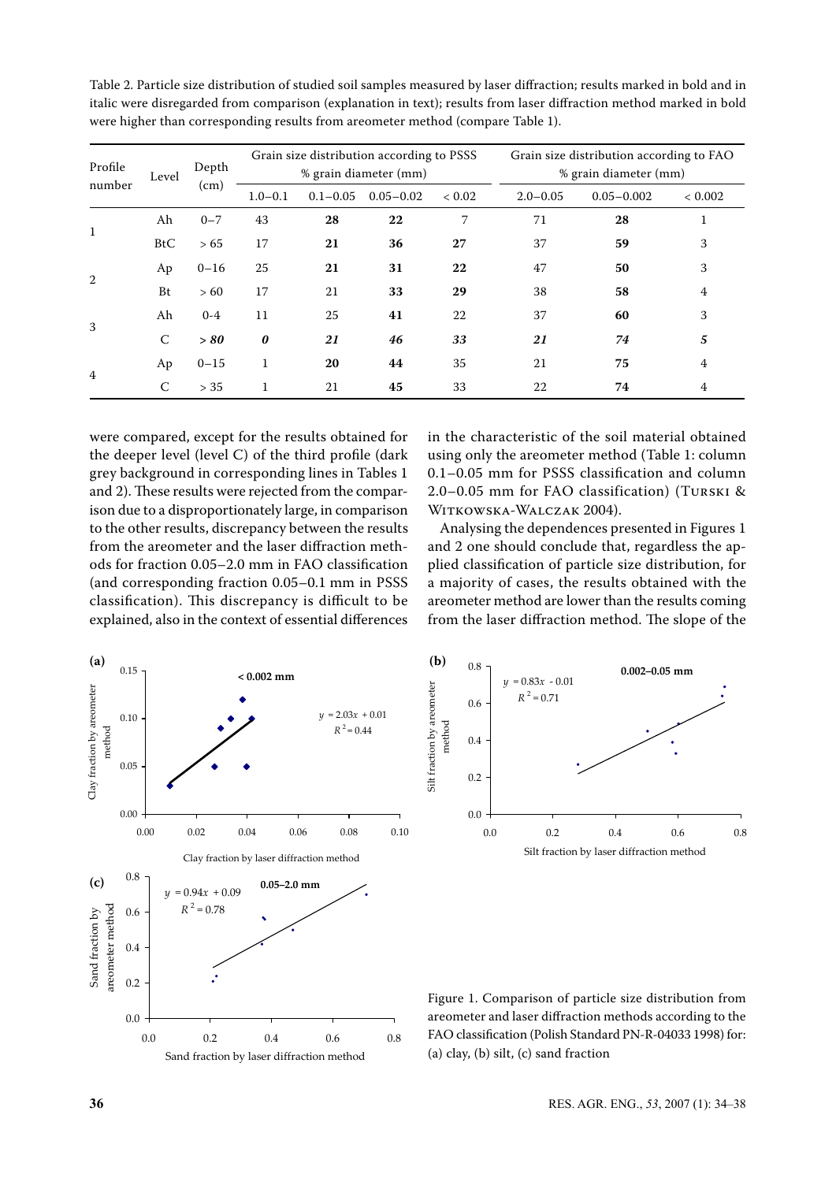Table 2. Particle size distribution of studied soil samples measured by laser diffraction; results marked in bold and in italic were disregarded from comparison (explanation in text); results from laser diffraction method marked in bold were higher than corresponding results from areometer method (compare Table 1).

| Profile number | Level | Depth (cm) | Grain size distribution according to PSSS % grain diameter (mm) | | | | Grain size distribution according to FAO % grain diameter (mm) | | |
|---|---|---|---|---|---|---|---|---|---|
| | | | 1.0–0.1 | 0.1–0.05 | 0.05–0.02 | < 0.02 | 2.0–0.05 | 0.05–0.002 | < 0.002 |
| 1 | Ah | 0–7 | 43 | **28** | **22** | 7 | 71 | **28** | 1 |
| | BtC | > 65 | 17 | **21** | **36** | **27** | 37 | **59** | 3 |
| 2 | Ap | 0–16 | 25 | **21** | **31** | **22** | 47 | **50** | 3 |
| | Bt | > 60 | 17 | 21 | **33** | **29** | 38 | **58** | 4 |
| 3 | Ah | 0-4 | 11 | 25 | **41** | 22 | 37 | **60** | 3 |
| | C | ***> 80*** | ***0*** | ***21*** | ***46*** | ***33*** | ***21*** | ***74*** | ***5*** |
| 4 | Ap | 0–15 | 1 | **20** | **44** | 35 | 21 | **75** | 4 |
| | C | > 35 | 1 | 21 | **45** | 33 | 22 | **74** | 4 |

were compared, except for the results obtained for the deeper level (level C) of the third profile (dark grey background in corresponding lines in Tables 1 and 2). These results were rejected from the comparison due to a disproportionately large, in comparison to the other results, discrepancy between the results from the areometer and the laser diffraction methods for fraction 0.05–2.0 mm in FAO classification (and corresponding fraction 0.05–0.1 mm in PSSS classification). This discrepancy is difficult to be explained, also in the context of essential differences in the characteristic of the soil material obtained using only the areometer method (Table 1: column 0.1–0.05 mm for PSSS classification and column 2.0–0.05 mm for FAO classification) (Turski & Witkowska-Walczak 2004).

Analysing the dependences presented in Figures 1 and 2 one should conclude that, regardless the applied classification of particle size distribution, for a majority of cases, the results obtained with the areometer method are lower than the results coming from the laser diffraction method. The slope of the

Figure 1. Comparison of particle size distribution from areometer and laser diffraction methods according to the FAO classification (Polish Standard PN-R-04033 1998) for: (a) clay, (b) silt, (c) sand fraction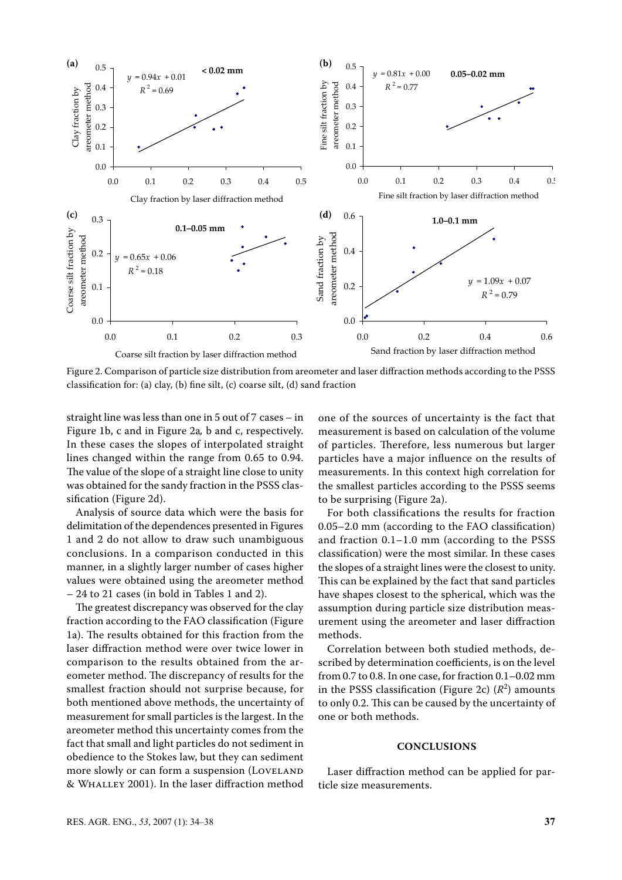Figure 2. Comparison of particle size distribution from areometer and laser diffraction methods according to the PSSS classification for: (a) clay, (b) fine silt, (c) coarse silt, (d) sand fraction

straight line was less than one in 5 out of 7 cases – in Figure 1b, c and in Figure 2a, b and c, respectively. In these cases the slopes of interpolated straight lines changed within the range from 0.65 to 0.94. The value of the slope of a straight line close to unity was obtained for the sandy fraction in the PSSS classification (Figure 2d).

Analysis of source data which were the basis for delimitation of the dependences presented in Figures 1 and 2 do not allow to draw such unambiguous conclusions. In a comparison conducted in this manner, in a slightly larger number of cases higher values were obtained using the areometer method – 24 to 21 cases (in bold in Tables 1 and 2).

The greatest discrepancy was observed for the clay fraction according to the FAO classification (Figure 1a). The results obtained for this fraction from the laser diffraction method were over twice lower in comparison to the results obtained from the areometer method. The discrepancy of results for the smallest fraction should not surprise because, for both mentioned above methods, the uncertainty of measurement for small particles is the largest. In the areometer method this uncertainty comes from the fact that small and light particles do not sediment in obedience to the Stokes law, but they can sediment more slowly or can form a suspension (Loveland & Whalley 2001). In the laser diffraction method one of the sources of uncertainty is the fact that measurement is based on calculation of the volume of particles. Therefore, less numerous but larger particles have a major influence on the results of measurements. In this context high correlation for the smallest particles according to the PSSS seems to be surprising (Figure 2a).

For both classifications the results for fraction 0.05–2.0 mm (according to the FAO classification) and fraction 0.1–1.0 mm (according to the PSSS classification) were the most similar. In these cases the slopes of a straight lines were the closest to unity. This can be explained by the fact that sand particles have shapes closest to the spherical, which was the assumption during particle size distribution measurement using the areometer and laser diffraction methods.

Correlation between both studied methods, described by determination coefficients, is on the level from 0.7 to 0.8. In one case, for fraction 0.1–0.02 mm in the PSSS classification (Figure 2c) ($R^2$) amounts to only 0.2. This can be caused by the uncertainty of one or both methods.

## CONCLUSIONS

Laser diffraction method can be applied for particle size measurements.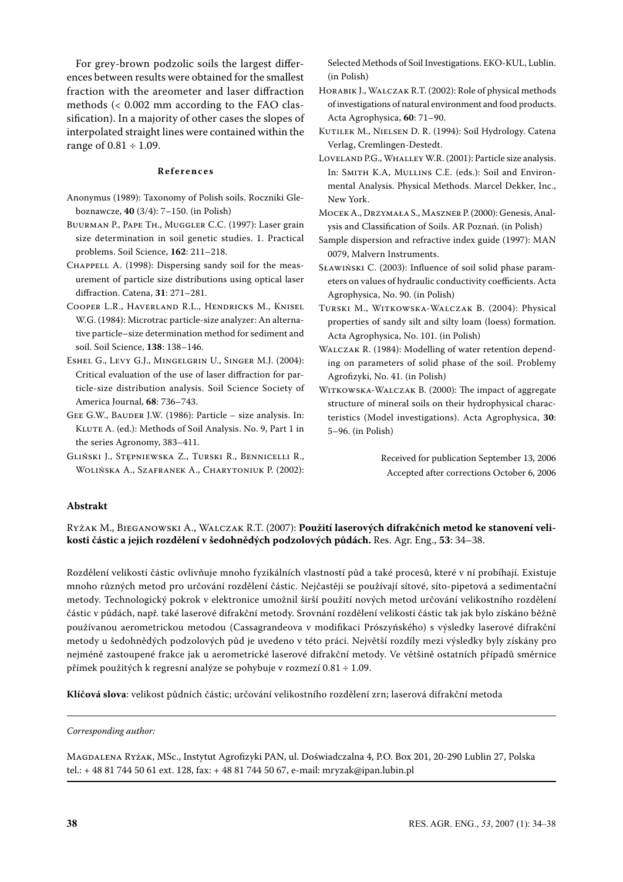For grey-brown podzolic soils the largest differences between results were obtained for the smallest fraction with the areometer and laser diffraction methods (< 0.002 mm according to the FAO classification). In a majority of other cases the slopes of interpolated straight lines were contained within the range of 0.81 ÷ 1.09.

## References

Anonymus (1989): Taxonomy of Polish soils. Roczniki Gleboznawcze, **40** (3/4): 7–150. (in Polish)

Buurman P., Pape Th., Muggler C.C. (1997): Laser grain size determination in soil genetic studies. 1. Practical problems. Soil Science, **162**: 211–218.

Chappell A. (1998): Dispersing sandy soil for the measurement of particle size distributions using optical laser diffraction. Catena, **31**: 271–281.

Cooper L.R., Haverland R.L., Hendricks M., Knisel W.G. (1984): Microtrac particle-size analyzer: An alternative particle–size determination method for sediment and soil. Soil Science, **138**: 138–146.

Eshel G., Levy G.J., Mingelgrin U., Singer M.J. (2004): Critical evaluation of the use of laser diffraction for particle-size distribution analysis. Soil Science Society of America Journal, **68**: 736–743.

Gee G.W., Bauder J.W. (1986): Particle – size analysis. In: Klute A. (ed.): Methods of Soil Analysis. No. 9, Part 1 in the series Agronomy, 383–411.

Gliński J., Stępniewska Z., Turski R., Bennicelli R., Wolińska A., Szafranek A., Charytoniuk P. (2002): Selected Methods of Soil Investigations. EKO-KUL, Lublin. (in Polish)

Horabik J., Walczak R.T. (2002): Role of physical methods of investigations of natural environment and food products. Acta Agrophysica, **60**: 71–90.

Kutilek M., Nielsen D. R. (1994): Soil Hydrology. Catena Verlag, Cremlingen-Destedt.

Loveland P.G., Whalley W.R. (2001): Particle size analysis. In: Smith K.A, Mullins C.E. (eds.): Soil and Environmental Analysis. Physical Methods. Marcel Dekker, Inc., New York.

Mocek A., Drzymała S., Maszner P. (2000): Genesis, Analysis and Classification of Soils. AR Poznań. (in Polish)

Sample dispersion and refractive index guide (1997): MAN 0079, Malvern Instruments.

Sławiński C. (2003): Influence of soil solid phase parameters on values of hydraulic conductivity coefficients. Acta Agrophysica, No. 90. (in Polish)

Turski M., Witkowska-Walczak B. (2004): Physical properties of sandy silt and silty loam (loess) formation. Acta Agrophysica, No. 101. (in Polish)

Walczak R. (1984): Modelling of water retention depending on parameters of solid phase of the soil. Problemy Agrofizyki, No. 41. (in Polish)

Witkowska-Walczak B. (2000): The impact of aggregate structure of mineral soils on their hydrophysical characteristics (Model investigations). Acta Agrophysica, **30**: 5–96. (in Polish)

Received for publication September 13, 2006
Accepted after corrections October 6, 2006

## Abstrakt

Ryżak M., Bieganowski A., Walczak R.T. (2007): **Použití laserových difrakčních metod ke stanovení velikosti částic a jejich rozdělení v šedohnědých podzolových půdách.** Res. Agr. Eng., **53**: 34–38.

Rozdělení velikosti částic ovlivňuje mnoho fyzikálních vlastností půd a také procesů, které v ní probíhají. Existuje mnoho různých metod pro určování rozdělení částic. Nejčastěji se používají sítové, síto-pipetová a sedimentační metody. Technologický pokrok v elektronice umožnil širší použití nových metod určování velikostního rozdělení částic v půdách, např. také laserové difrakční metody. Srovnání rozdělení velikosti částic tak jak bylo získáno běžně používanou aerometrickou metodou (Cassagrandeova v modifikaci Prószyńského) s výsledky laserové difrakční metody u šedohnědých podzolových půd je uvedeno v této práci. Největší rozdíly mezi výsledky byly získány pro nejméně zastoupené frakce jak u aerometrické laserové difrakční metody. Ve většině ostatních případů směrnice přímek použitých k regresní analýze se pohybuje v rozmezí 0.81 ÷ 1.09.

**Klíčová slova**: velikost půdních částic; určování velikostního rozdělení zrn; laserová difrakční metoda

*Corresponding author:*

Magdalena Ryżak, MSc., Instytut Agrofizyki PAN, ul. Doświadczalna 4, P.O. Box 201, 20-290 Lublin 27, Polska
tel.: + 48 81 744 50 61 ext. 128, fax: + 48 81 744 50 67, e-mail: mryzak@ipan.lubin.pl